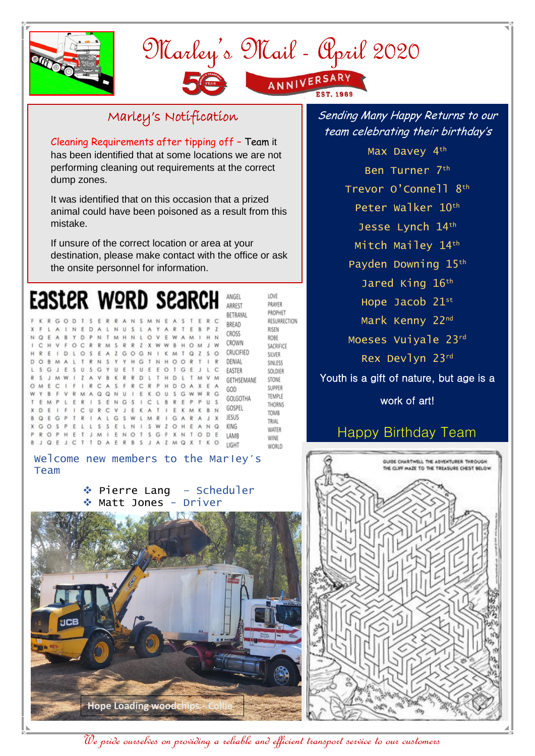# Marley's Mail - April 2020

50 YEAR ANNIVERSARY EST. 1969

## Marley's Notification

Cleaning Requirements after tipping off – Team it has been identified that at some locations we are not performing cleaning out requirements at the correct dump zones.

It was identified that on this occasion that a prized animal could have been poisoned as a result from this mistake.

If unsure of the correct location or area at your destination, please make contact with the office or ask the onsite personnel for information.

## Easter Word Search

```
F K R G O D T S E R R A N S M N E A S T E R C
X F L A I N E D A L N U S L A Y A R T E B P Z
N Q E A B Y D P N T M H N L O V E W A M I H N
I C H V F O C R R M S R R Z X W W B H O M J W
H R E I D L O S E A Z G O G N I K M T Q Z S O
D O B M A L T R N S Y Y H G T N H O O R T I R
L S G J E S U S G Y U E T U E E O T G E J L C
R S J M W I Z A V B K R R D L T H D L T M V M
O M E C I F I R C A S F R C R P H D O A X E A
W Y B F V R M A Q Q N U I E K O U S G W W R G
T E M P L E R I S E N G S I C L B R E P P U S
X D E I F I C U R C V J E K A T I E K M K B N
B Q E G P T R I A L G S W L M R I G A R A J X
X G O S P E L L S S E L N I S W Z O H E A N Q
P R O P H E T J M I E N O T S G F X N T O D E
B J Q E J C T T D A E R B S J A Z M Q X T K O
```

ANGEL, ARREST, BETRAYAL, BREAD, CROSS, CROWN, CRUCIFIED, DENIAL, EASTER, GETHSEMANE, GOD, GOLGOTHA, GOSPEL, JESUS, KING, LAMB, LIGHT, LOVE, PRAYER, PROPHET, RESURRECTION, RISEN, ROBE, SACRIFICE, SILVER, SINLESS, SOLDIER, STONE, SUPPER, TEMPLE, THORNS, TOMB, TRIAL, WATER, WINE, WORLD

## Welcome new members to the Marley's Team

- Pierre Lang – Scheduler
- Matt Jones - Driver

Hope Loading woodchips - Collie

## Sending Many Happy Returns to our team celebrating their birthday's

Max Davey 4th
Ben Turner 7th
Trevor O'Connell 8th
Peter Walker 10th
Jesse Lynch 14th
Mitch Mailey 14th
Payden Downing 15th
Jared King 16th
Hope Jacob 21st
Mark Kenny 22nd
Moeses Vuiyale 23rd
Rex Devlyn 23rd

Youth is a gift of nature, but age is a work of art!

Happy Birthday Team

GUIDE CHARTWELL THE ADVENTURER THROUGH THE CLIFF MAZE TO THE TREASURE CHEST BELOW

*We pride ourselves on providing a reliable and efficient transport service to our customers*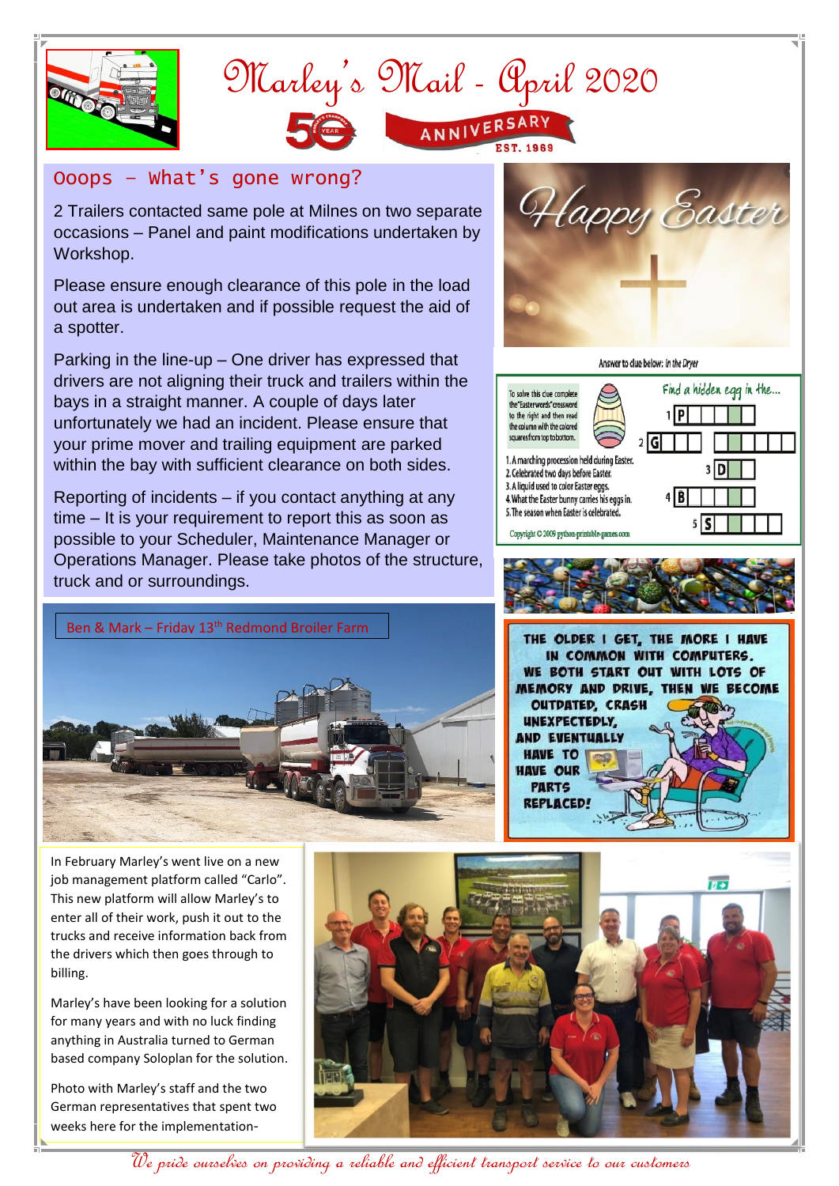# Marley's Mail - April 2020

50 YEAR ANNIVERSARY EST. 1969

## Ooops – What's gone wrong?

2 Trailers contacted same pole at Milnes on two separate occasions – Panel and paint modifications undertaken by Workshop.

Please ensure enough clearance of this pole in the load out area is undertaken and if possible request the aid of a spotter.

Parking in the line-up – One driver has expressed that drivers are not aligning their truck and trailers within the bays in a straight manner. A couple of days later unfortunately we had an incident. Please ensure that your prime mover and trailing equipment are parked within the bay with sufficient clearance on both sides.

Reporting of incidents – if you contact anything at any time – It is your requirement to report this as soon as possible to your Scheduler, Maintenance Manager or Operations Manager. Please take photos of the structure, truck and or surroundings.

Ben & Mark – Friday 13th Redmond Broiler Farm

*Happy Easter*

Answer to clue below: *In the Dryer*

To solve this clue complete the "Easterwords" crossword to the right and then read the column with the colored squares from top to bottom.

Find a hidden egg in the...

1. A marching procession held during Easter.
2. Celebrated two days before Easter.
3. A liquid used to color Easter eggs.
4. What the Easter bunny carries his eggs in.
5. The season when Easter is celebrated.

1 P
2 G
3 D
4 B
5 S

Copyright © 2009 python-printable-games.com

THE OLDER I GET, THE MORE I HAVE IN COMMON WITH COMPUTERS. WE BOTH START OUT WITH LOTS OF MEMORY AND DRIVE, THEN WE BECOME OUTDATED, CRASH UNEXPECTEDLY, AND EVENTUALLY HAVE TO HAVE OUR PARTS REPLACED!

In February Marley's went live on a new job management platform called "Carlo". This new platform will allow Marley's to enter all of their work, push it out to the trucks and receive information back from the drivers which then goes through to billing.

Marley's have been looking for a solution for many years and with no luck finding anything in Australia turned to German based company Soloplan for the solution.

Photo with Marley's staff and the two German representatives that spent two weeks here for the implementation-

*We pride ourselves on providing a reliable and efficient transport service to our customers*